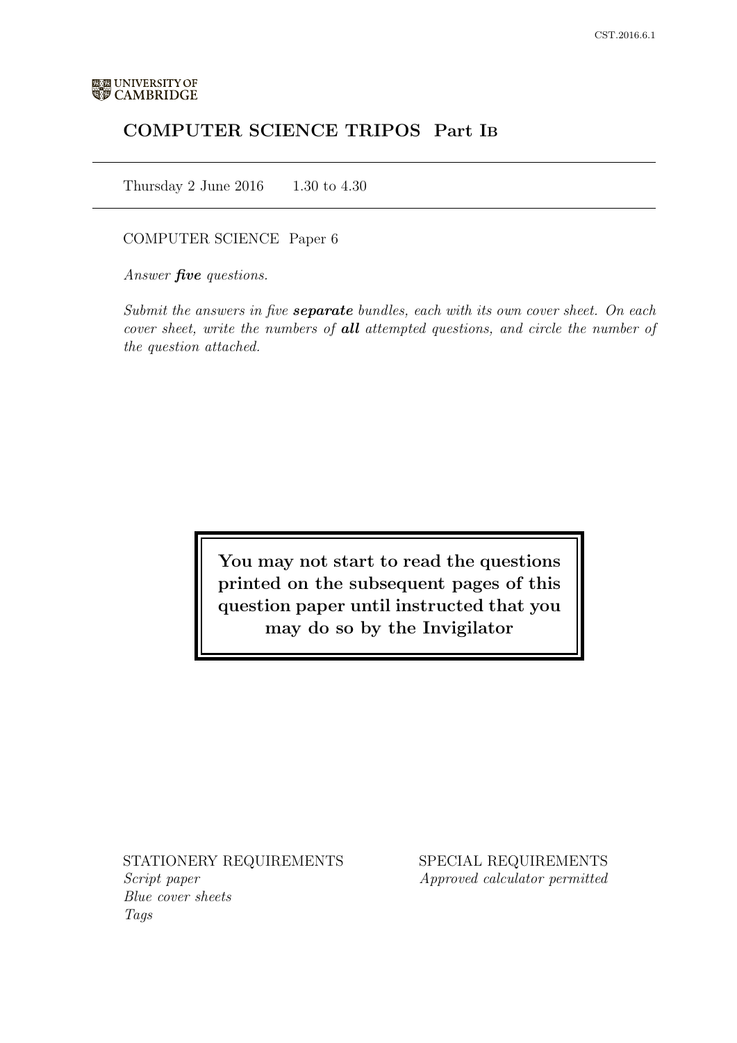UNIVERSITY OF CAMBRIDGE

# COMPUTER SCIENCE TRIPOS Part IB

Thursday 2 June 2016 1.30 to 4.30

COMPUTER SCIENCE Paper 6

*Answer **five** questions.*

*Submit the answers in five **separate** bundles, each with its own cover sheet. On each cover sheet, write the numbers of **all** attempted questions, and circle the number of the question attached.*

**You may not start to read the questions printed on the subsequent pages of this question paper until instructed that you may do so by the Invigilator**

STATIONERY REQUIREMENTS
*Script paper*
*Blue cover sheets*
*Tags*

SPECIAL REQUIREMENTS
*Approved calculator permitted*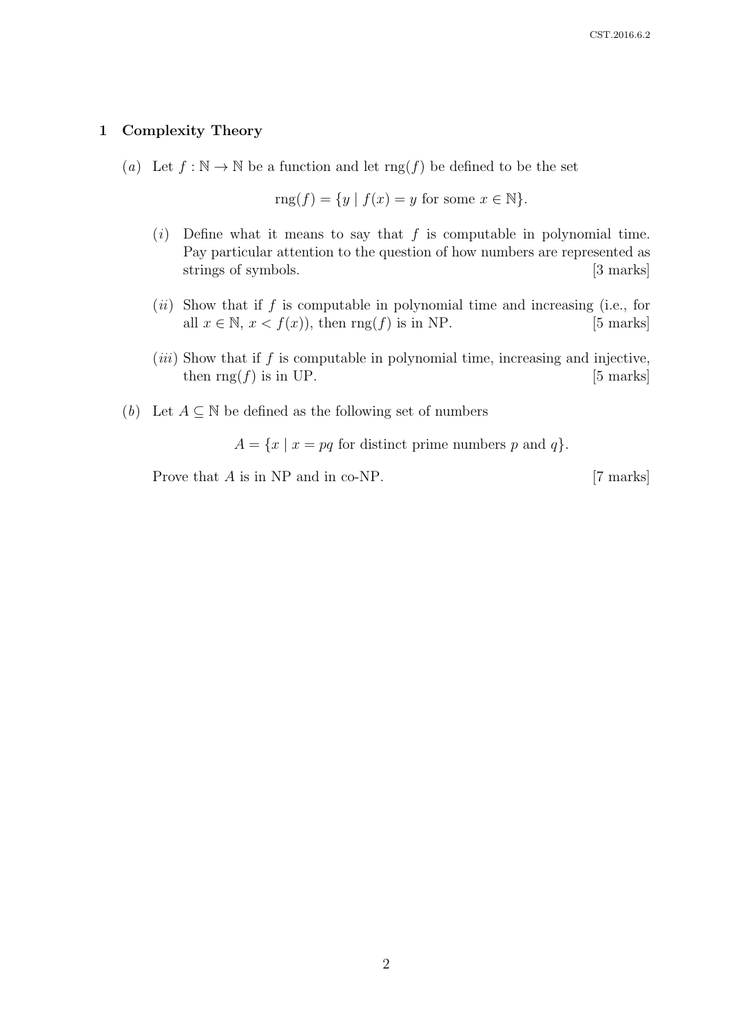# 1 Complexity Theory

(*a*) Let $f : \mathbb{N} \to \mathbb{N}$ be a function and let $\text{rng}(f)$ be defined to be the set

$$\text{rng}(f) = \{y \mid f(x) = y \text{ for some } x \in \mathbb{N}\}.$$

(*i*) Define what it means to say that $f$ is computable in polynomial time. Pay particular attention to the question of how numbers are represented as strings of symbols. [3 marks]

(*ii*) Show that if $f$ is computable in polynomial time and increasing (i.e., for all $x \in \mathbb{N}$, $x < f(x)$), then $\text{rng}(f)$ is in NP. [5 marks]

(*iii*) Show that if $f$ is computable in polynomial time, increasing and injective, then $\text{rng}(f)$ is in UP. [5 marks]

(*b*) Let $A \subseteq \mathbb{N}$ be defined as the following set of numbers

$$A = \{x \mid x = pq \text{ for distinct prime numbers } p \text{ and } q\}.$$

Prove that $A$ is in NP and in co-NP. [7 marks]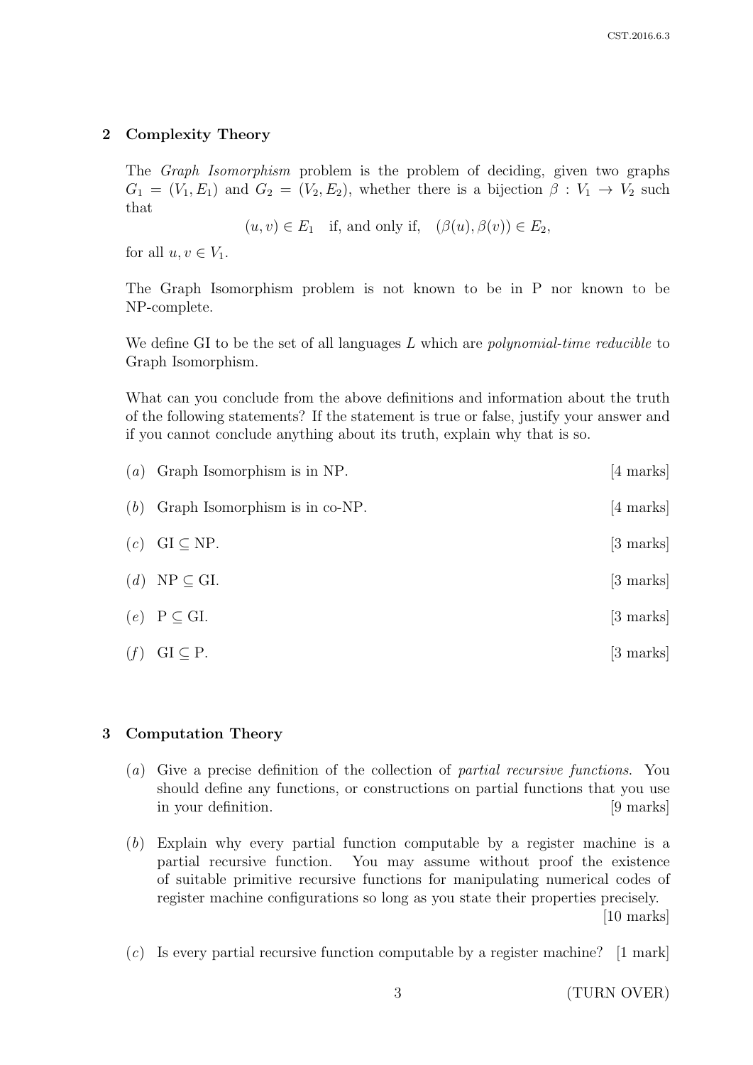## 2 Complexity Theory

The *Graph Isomorphism* problem is the problem of deciding, given two graphs $G_1 = (V_1, E_1)$ and $G_2 = (V_2, E_2)$, whether there is a bijection $\beta : V_1 \to V_2$ such that

$$(u, v) \in E_1 \quad \text{if, and only if,} \quad (\beta(u), \beta(v)) \in E_2,$$

for all $u, v \in V_1$.

The Graph Isomorphism problem is not known to be in P nor known to be NP-complete.

We define GI to be the set of all languages $L$ which are *polynomial-time reducible* to Graph Isomorphism.

What can you conclude from the above definitions and information about the truth of the following statements? If the statement is true or false, justify your answer and if you cannot conclude anything about its truth, explain why that is so.

(*a*) Graph Isomorphism is in NP. [4 marks]

(*b*) Graph Isomorphism is in co-NP. [4 marks]

(*c*) $\text{GI} \subseteq \text{NP}$. [3 marks]

(*d*) $\text{NP} \subseteq \text{GI}$. [3 marks]

(*e*) $\text{P} \subseteq \text{GI}$. [3 marks]

(*f*) $\text{GI} \subseteq \text{P}$. [3 marks]

## 3 Computation Theory

(*a*) Give a precise definition of the collection of *partial recursive functions*. You should define any functions, or constructions on partial functions that you use in your definition. [9 marks]

(*b*) Explain why every partial function computable by a register machine is a partial recursive function. You may assume without proof the existence of suitable primitive recursive functions for manipulating numerical codes of register machine configurations so long as you state their properties precisely. [10 marks]

(*c*) Is every partial recursive function computable by a register machine? [1 mark]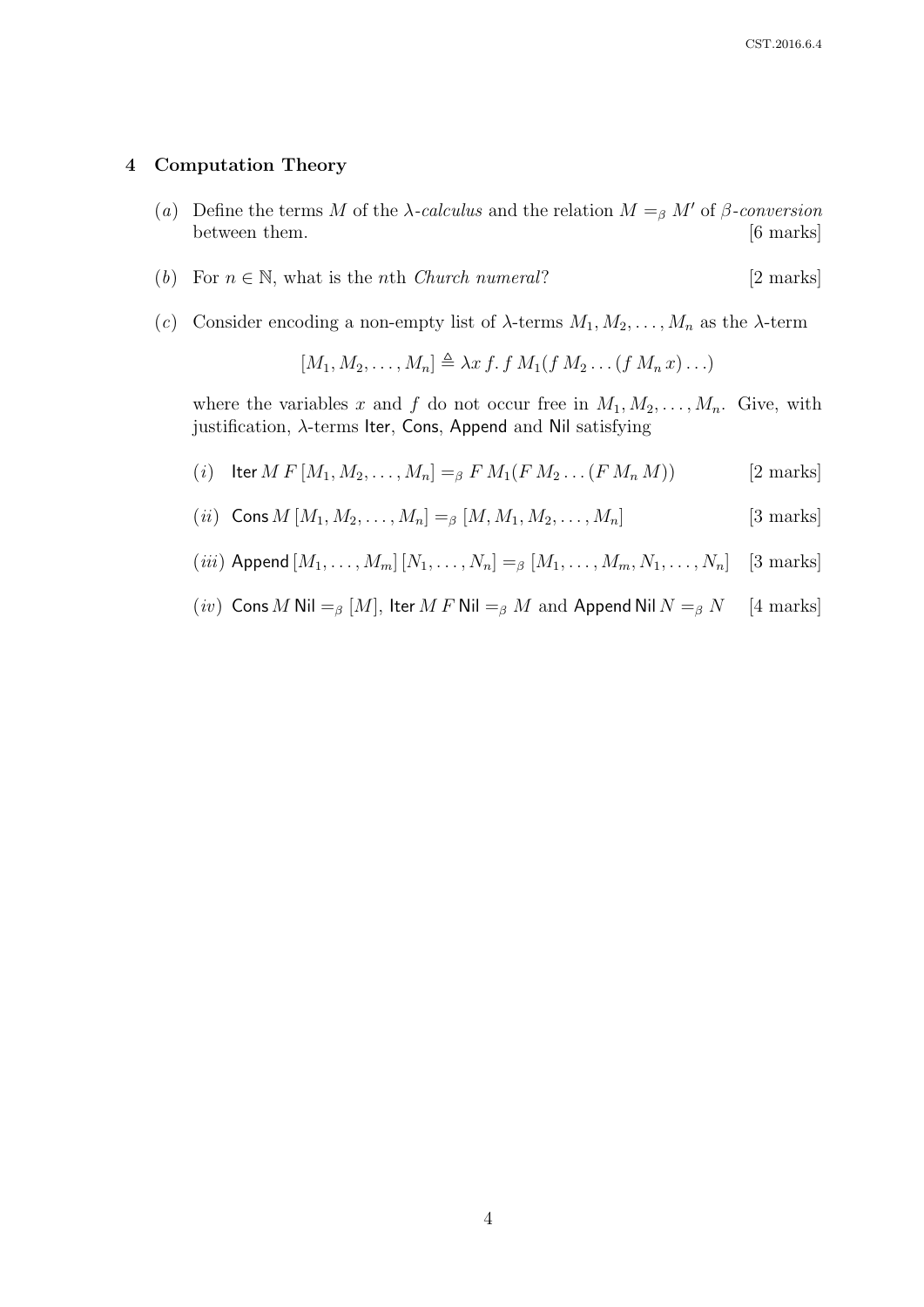## 4 Computation Theory

(*a*) Define the terms $M$ of the $\lambda$-*calculus* and the relation $M =_\beta M'$ of $\beta$-*conversion* between them. [6 marks]

(*b*) For $n \in \mathbb{N}$, what is the $n$th *Church numeral*? [2 marks]

(*c*) Consider encoding a non-empty list of $\lambda$-terms $M_1, M_2, \ldots, M_n$ as the $\lambda$-term

$$[M_1, M_2, \ldots, M_n] \triangleq \lambda x\, f.\, f\, M_1 (f\, M_2 \ldots (f\, M_n\, x) \ldots)$$

where the variables $x$ and $f$ do not occur free in $M_1, M_2, \ldots, M_n$. Give, with justification, $\lambda$-terms $\mathsf{Iter}$, $\mathsf{Cons}$, $\mathsf{Append}$ and $\mathsf{Nil}$ satisfying

(*i*) $\mathsf{Iter}\, M\, F\, [M_1, M_2, \ldots, M_n] =_\beta F\, M_1 (F\, M_2 \ldots (F\, M_n\, M))$ [2 marks]

(*ii*) $\mathsf{Cons}\, M\, [M_1, M_2, \ldots, M_n] =_\beta [M, M_1, M_2, \ldots, M_n]$ [3 marks]

(*iii*) $\mathsf{Append}\, [M_1, \ldots, M_m]\, [N_1, \ldots, N_n] =_\beta [M_1, \ldots, M_m, N_1, \ldots, N_n]$ [3 marks]

(*iv*) $\mathsf{Cons}\, M\, \mathsf{Nil} =_\beta [M]$, $\mathsf{Iter}\, M\, F\, \mathsf{Nil} =_\beta M$ and $\mathsf{Append}\, \mathsf{Nil}\, N =_\beta N$ [4 marks]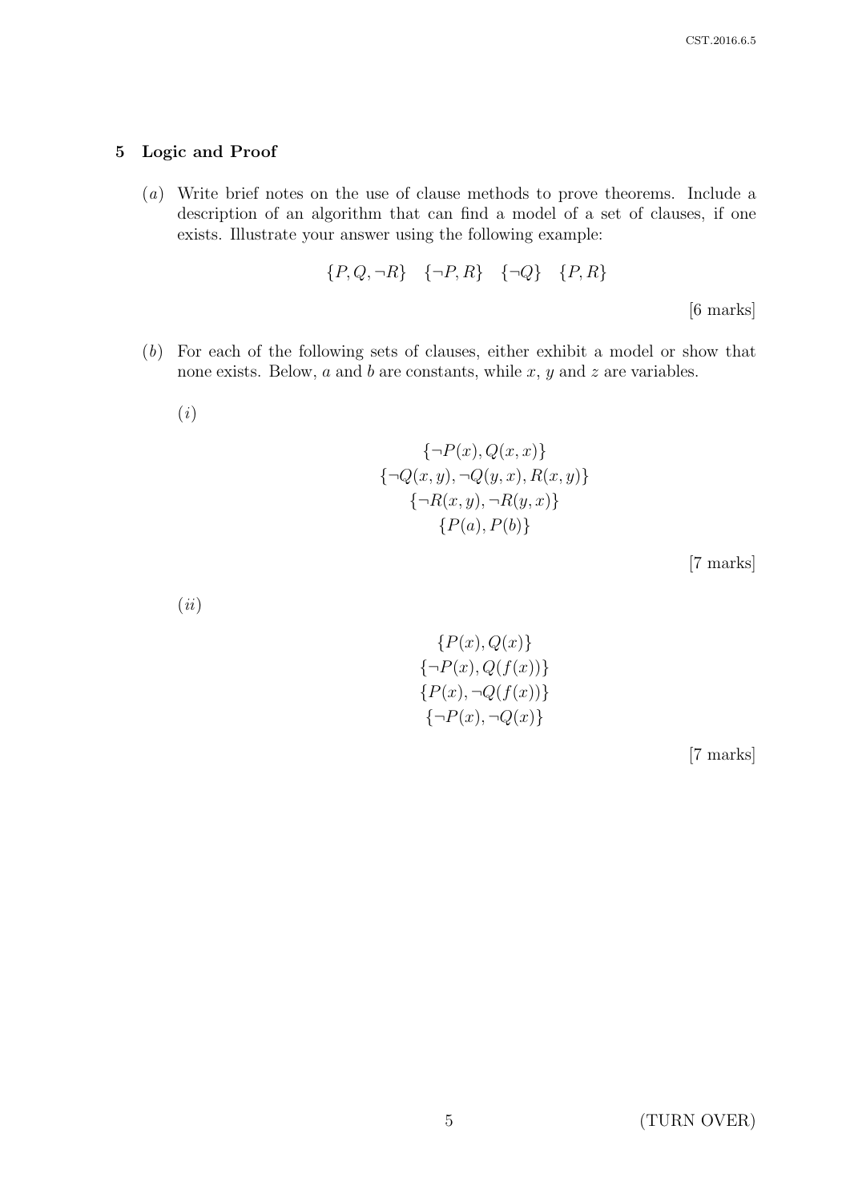## 5 Logic and Proof

(*a*) Write brief notes on the use of clause methods to prove theorems. Include a description of an algorithm that can find a model of a set of clauses, if one exists. Illustrate your answer using the following example:

$$\{P, Q, \neg R\} \quad \{\neg P, R\} \quad \{\neg Q\} \quad \{P, R\}$$

[6 marks]

(*b*) For each of the following sets of clauses, either exhibit a model or show that none exists. Below, $a$ and $b$ are constants, while $x$, $y$ and $z$ are variables.

(*i*)

$$\{\neg P(x), Q(x, x)\}$$
$$\{\neg Q(x, y), \neg Q(y, x), R(x, y)\}$$
$$\{\neg R(x, y), \neg R(y, x)\}$$
$$\{P(a), P(b)\}$$

[7 marks]

(*ii*)

$$\{P(x), Q(x)\}$$
$$\{\neg P(x), Q(f(x))\}$$
$$\{P(x), \neg Q(f(x))\}$$
$$\{\neg P(x), \neg Q(x)\}$$

[7 marks]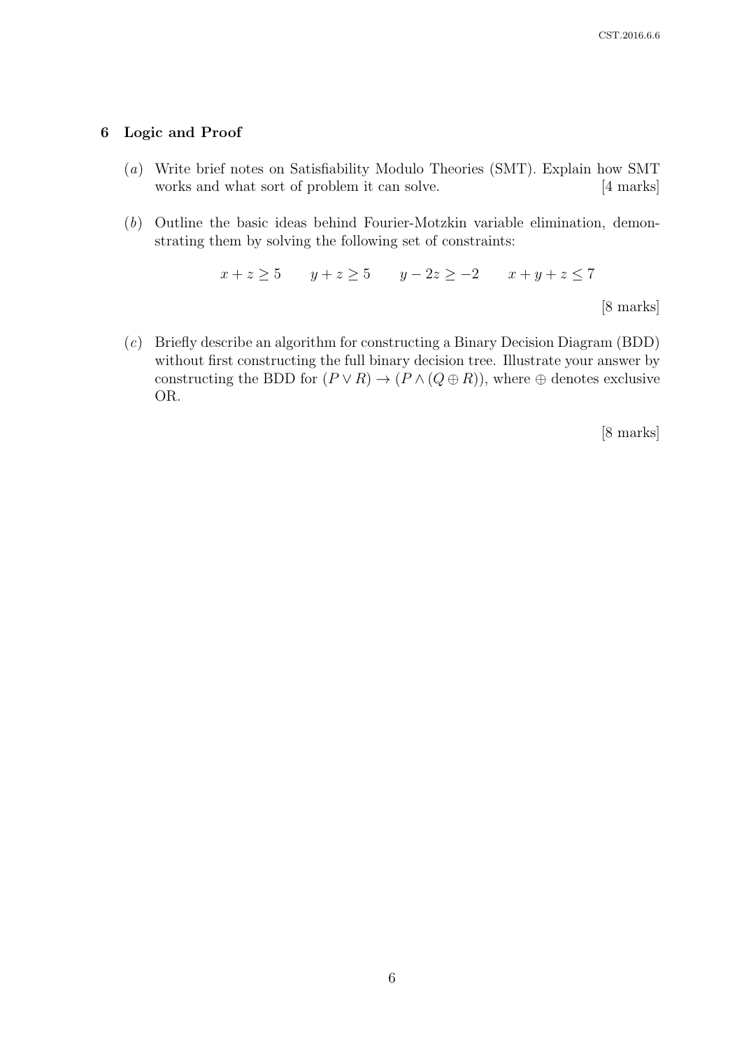## 6 Logic and Proof

(*a*) Write brief notes on Satisfiability Modulo Theories (SMT). Explain how SMT works and what sort of problem it can solve. [4 marks]

(*b*) Outline the basic ideas behind Fourier-Motzkin variable elimination, demonstrating them by solving the following set of constraints:

$$x + z \geq 5 \qquad y + z \geq 5 \qquad y - 2z \geq -2 \qquad x + y + z \leq 7$$

[8 marks]

(*c*) Briefly describe an algorithm for constructing a Binary Decision Diagram (BDD) without first constructing the full binary decision tree. Illustrate your answer by constructing the BDD for $(P \vee R) \to (P \wedge (Q \oplus R))$, where $\oplus$ denotes exclusive OR.

[8 marks]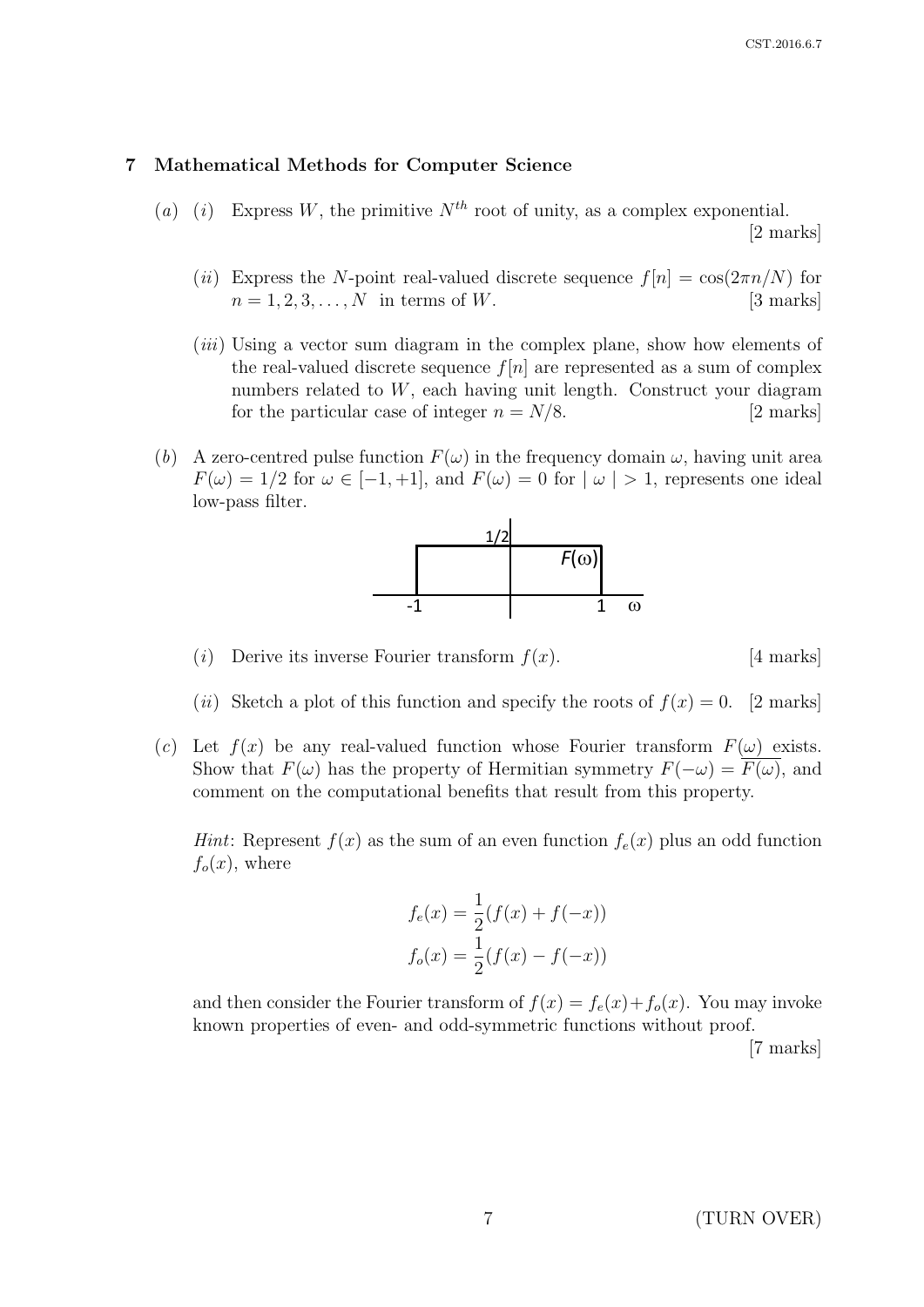## 7 Mathematical Methods for Computer Science

(*a*) (*i*) Express $W$, the primitive $N^{th}$ root of unity, as a complex exponential. [2 marks]

(*ii*) Express the $N$-point real-valued discrete sequence $f[n] = \cos(2\pi n/N)$ for $n = 1, 2, 3, \ldots, N$ in terms of $W$. [3 marks]

(*iii*) Using a vector sum diagram in the complex plane, show how elements of the real-valued discrete sequence $f[n]$ are represented as a sum of complex numbers related to $W$, each having unit length. Construct your diagram for the particular case of integer $n = N/8$. [2 marks]

(*b*) A zero-centred pulse function $F(\omega)$ in the frequency domain $\omega$, having unit area $F(\omega) = 1/2$ for $\omega \in [-1, +1]$, and $F(\omega) = 0$ for $| \omega | > 1$, represents one ideal low-pass filter.

1/2

$F(\omega)$

-1

1 $\omega$

(*i*) Derive its inverse Fourier transform $f(x)$. [4 marks]

(*ii*) Sketch a plot of this function and specify the roots of $f(x) = 0$. [2 marks]

(*c*) Let $f(x)$ be any real-valued function whose Fourier transform $F(\omega)$ exists. Show that $F(\omega)$ has the property of Hermitian symmetry $F(-\omega) = \overline{F(\omega)}$, and comment on the computational benefits that result from this property.

*Hint*: Represent $f(x)$ as the sum of an even function $f_e(x)$ plus an odd function $f_o(x)$, where

$$f_e(x) = \frac{1}{2}(f(x) + f(-x))$$
$$f_o(x) = \frac{1}{2}(f(x) - f(-x))$$

and then consider the Fourier transform of $f(x) = f_e(x) + f_o(x)$. You may invoke known properties of even- and odd-symmetric functions without proof.

[7 marks]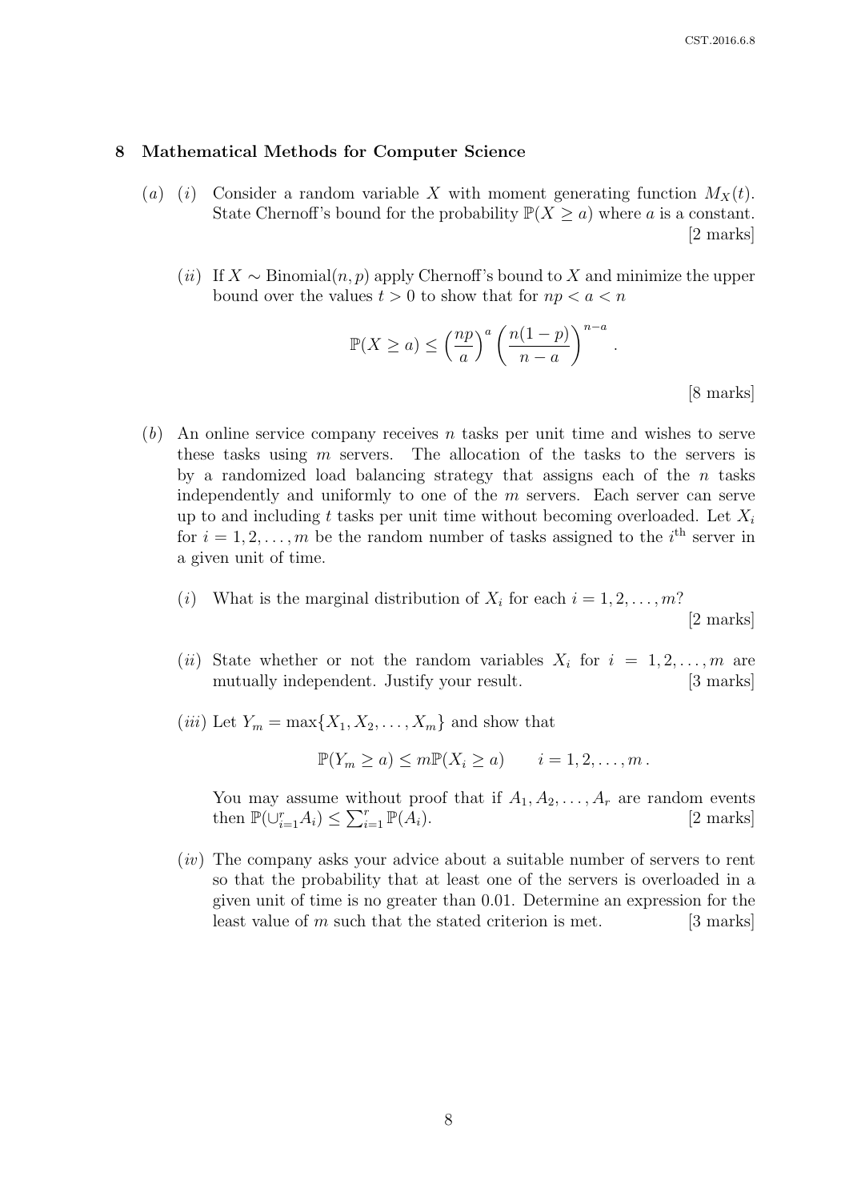## 8 Mathematical Methods for Computer Science

(*a*) (*i*) Consider a random variable $X$ with moment generating function $M_X(t)$. State Chernoff's bound for the probability $\mathbb{P}(X \geq a)$ where $a$ is a constant. [2 marks]

(*ii*) If $X \sim \text{Binomial}(n, p)$ apply Chernoff's bound to $X$ and minimize the upper bound over the values $t > 0$ to show that for $np < a < n$

$$\mathbb{P}(X \geq a) \leq \left(\frac{np}{a}\right)^a \left(\frac{n(1-p)}{n-a}\right)^{n-a}.$$

[8 marks]

(*b*) An online service company receives $n$ tasks per unit time and wishes to serve these tasks using $m$ servers. The allocation of the tasks to the servers is by a randomized load balancing strategy that assigns each of the $n$ tasks independently and uniformly to one of the $m$ servers. Each server can serve up to and including $t$ tasks per unit time without becoming overloaded. Let $X_i$ for $i = 1, 2, \ldots, m$ be the random number of tasks assigned to the $i^{\text{th}}$ server in a given unit of time.

(*i*) What is the marginal distribution of $X_i$ for each $i = 1, 2, \ldots, m$? [2 marks]

(*ii*) State whether or not the random variables $X_i$ for $i = 1, 2, \ldots, m$ are mutually independent. Justify your result. [3 marks]

(*iii*) Let $Y_m = \max\{X_1, X_2, \ldots, X_m\}$ and show that

$$\mathbb{P}(Y_m \geq a) \leq m\mathbb{P}(X_i \geq a) \qquad i = 1, 2, \ldots, m.$$

You may assume without proof that if $A_1, A_2, \ldots, A_r$ are random events then $\mathbb{P}(\cup_{i=1}^{r} A_i) \leq \sum_{i=1}^{r} \mathbb{P}(A_i)$. [2 marks]

(*iv*) The company asks your advice about a suitable number of servers to rent so that the probability that at least one of the servers is overloaded in a given unit of time is no greater than 0.01. Determine an expression for the least value of $m$ such that the stated criterion is met. [3 marks]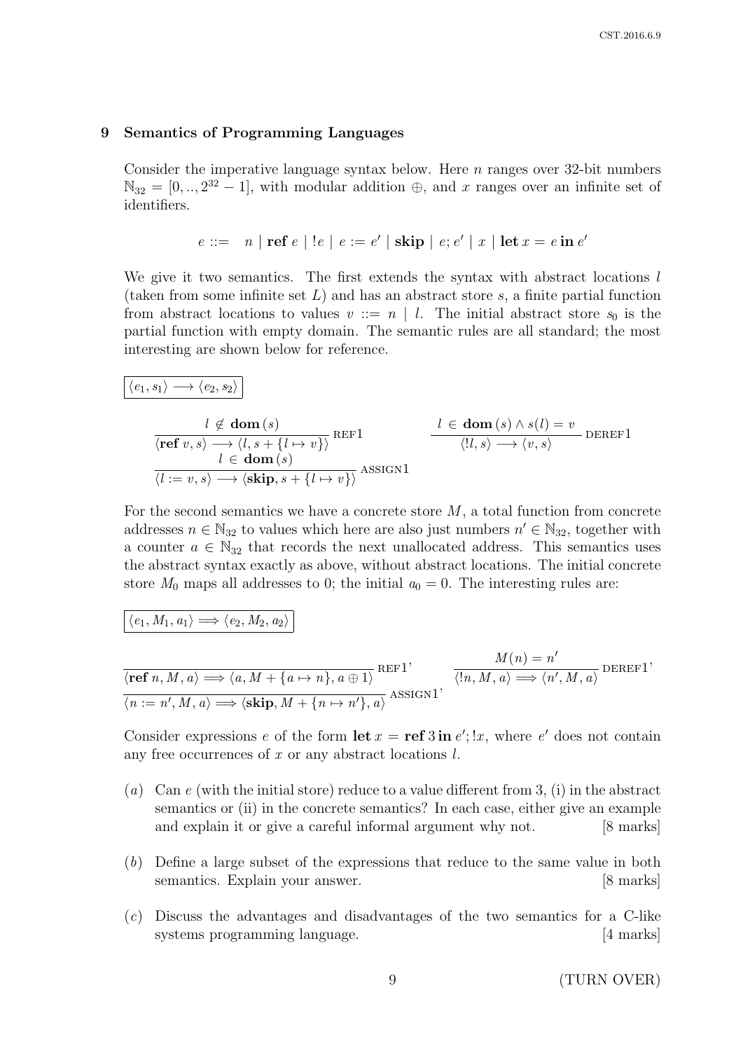## 9 Semantics of Programming Languages

Consider the imperative language syntax below. Here $n$ ranges over 32-bit numbers $\mathbb{N}_{32} = [0, .., 2^{32} - 1]$, with modular addition $\oplus$, and $x$ ranges over an infinite set of identifiers.

$$e ::= \quad n \mid \textbf{ref}\ e \mid\ !e \mid e := e' \mid \textbf{skip} \mid e; e' \mid x \mid \textbf{let}\ x = e\ \textbf{in}\ e'$$

We give it two semantics. The first extends the syntax with abstract locations $l$ (taken from some infinite set $L$) and has an abstract store $s$, a finite partial function from abstract locations to values $v ::= n \mid l$. The initial abstract store $s_0$ is the partial function with empty domain. The semantic rules are all standard; the most interesting are shown below for reference.

$$\boxed{\langle e_1, s_1 \rangle \longrightarrow \langle e_2, s_2 \rangle}$$

$$\frac{l \notin \textbf{dom}\,(s)}{\langle \textbf{ref}\ v, s \rangle \longrightarrow \langle l, s + \{l \mapsto v\} \rangle}\ \text{REF1} \qquad \frac{l \in \textbf{dom}\,(s) \wedge s(l) = v}{\langle !l, s \rangle \longrightarrow \langle v, s \rangle}\ \text{DEREF1}$$

$$\frac{l \in \textbf{dom}\,(s)}{\langle l := v, s \rangle \longrightarrow \langle \textbf{skip}, s + \{l \mapsto v\} \rangle}\ \text{ASSIGN1}$$

For the second semantics we have a concrete store $M$, a total function from concrete addresses $n \in \mathbb{N}_{32}$ to values which here are also just numbers $n' \in \mathbb{N}_{32}$, together with a counter $a \in \mathbb{N}_{32}$ that records the next unallocated address. This semantics uses the abstract syntax exactly as above, without abstract locations. The initial concrete store $M_0$ maps all addresses to 0; the initial $a_0 = 0$. The interesting rules are:

$$\boxed{\langle e_1, M_1, a_1 \rangle \Longrightarrow \langle e_2, M_2, a_2 \rangle}$$

$$\frac{}{\langle \textbf{ref}\ n, M, a \rangle \Longrightarrow \langle a, M + \{a \mapsto n\}, a \oplus 1 \rangle}\ \text{REF1'} \qquad \frac{M(n) = n'}{\langle !n, M, a \rangle \Longrightarrow \langle n', M, a \rangle}\ \text{DEREF1'}$$

$$\frac{}{\langle n := n', M, a \rangle \Longrightarrow \langle \textbf{skip}, M + \{n \mapsto n'\}, a \rangle}\ \text{ASSIGN1'}$$

Consider expressions $e$ of the form $\textbf{let}\ x = \textbf{ref}\ 3\ \textbf{in}\ e'; !x$, where $e'$ does not contain any free occurrences of $x$ or any abstract locations $l$.

(*a*) Can $e$ (with the initial store) reduce to a value different from 3, (i) in the abstract semantics or (ii) in the concrete semantics? In each case, either give an example and explain it or give a careful informal argument why not. [8 marks]

(*b*) Define a large subset of the expressions that reduce to the same value in both semantics. Explain your answer. [8 marks]

(*c*) Discuss the advantages and disadvantages of the two semantics for a C-like systems programming language. [4 marks]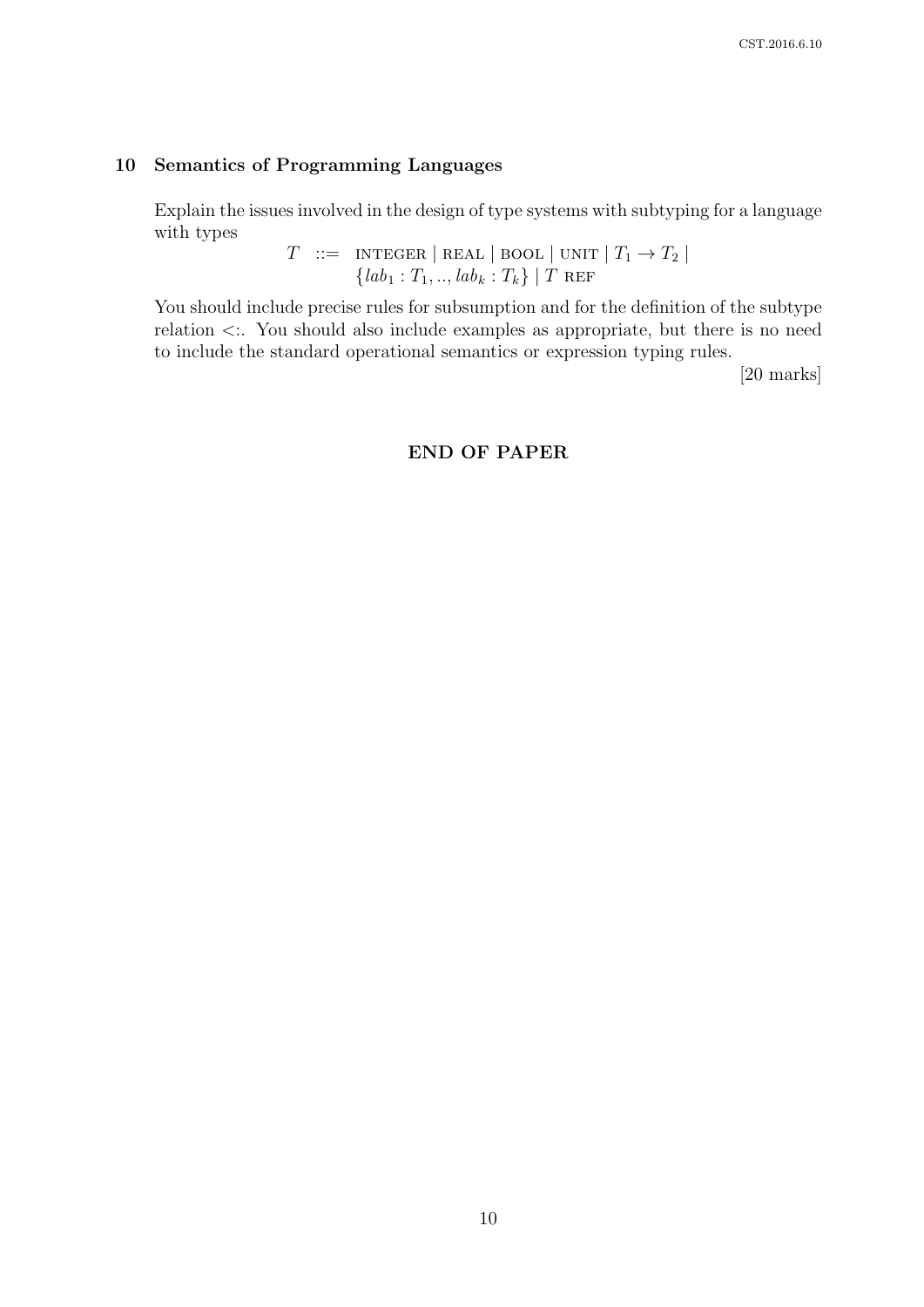## 10 Semantics of Programming Languages

Explain the issues involved in the design of type systems with subtyping for a language with types

$$T \ ::= \ \text{INTEGER} \mid \text{REAL} \mid \text{BOOL} \mid \text{UNIT} \mid T_1 \rightarrow T_2 \mid \{lab_1 : T_1, .., lab_k : T_k\} \mid T \ \text{REF}$$

You should include precise rules for subsumption and for the definition of the subtype relation $<:$. You should also include examples as appropriate, but there is no need to include the standard operational semantics or expression typing rules.

[20 marks]

**END OF PAPER**